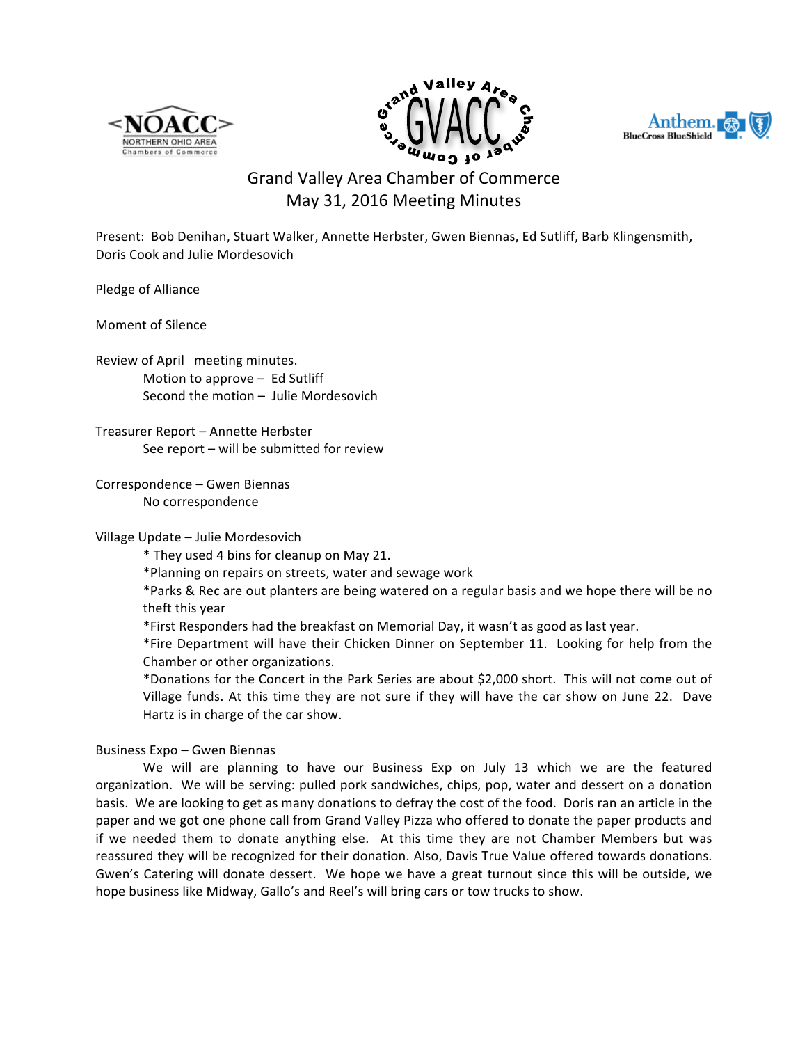# Grand Valley Area Chamber of Commerce
## May 31, 2016 Meeting Minutes

Present: Bob Denihan, Stuart Walker, Annette Herbster, Gwen Biennas, Ed Sutliff, Barb Klingensmith, Doris Cook and Julie Mordesovich

Pledge of Alliance

Moment of Silence

Review of April meeting minutes.
- Motion to approve – Ed Sutliff
- Second the motion – Julie Mordesovich

Treasurer Report – Annette Herbster
- See report – will be submitted for review

Correspondence – Gwen Biennas
- No correspondence

Village Update – Julie Mordesovich
- * They used 4 bins for cleanup on May 21.
- *Planning on repairs on streets, water and sewage work
- *Parks & Rec are out planters are being watered on a regular basis and we hope there will be no theft this year
- *First Responders had the breakfast on Memorial Day, it wasn't as good as last year.
- *Fire Department will have their Chicken Dinner on September 11. Looking for help from the Chamber or other organizations.
- *Donations for the Concert in the Park Series are about $2,000 short. This will not come out of Village funds. At this time they are not sure if they will have the car show on June 22. Dave Hartz is in charge of the car show.

Business Expo – Gwen Biennas

We will are planning to have our Business Exp on July 13 which we are the featured organization. We will be serving: pulled pork sandwiches, chips, pop, water and dessert on a donation basis. We are looking to get as many donations to defray the cost of the food. Doris ran an article in the paper and we got one phone call from Grand Valley Pizza who offered to donate the paper products and if we needed them to donate anything else. At this time they are not Chamber Members but was reassured they will be recognized for their donation. Also, Davis True Value offered towards donations. Gwen's Catering will donate dessert. We hope we have a great turnout since this will be outside, we hope business like Midway, Gallo's and Reel's will bring cars or tow trucks to show.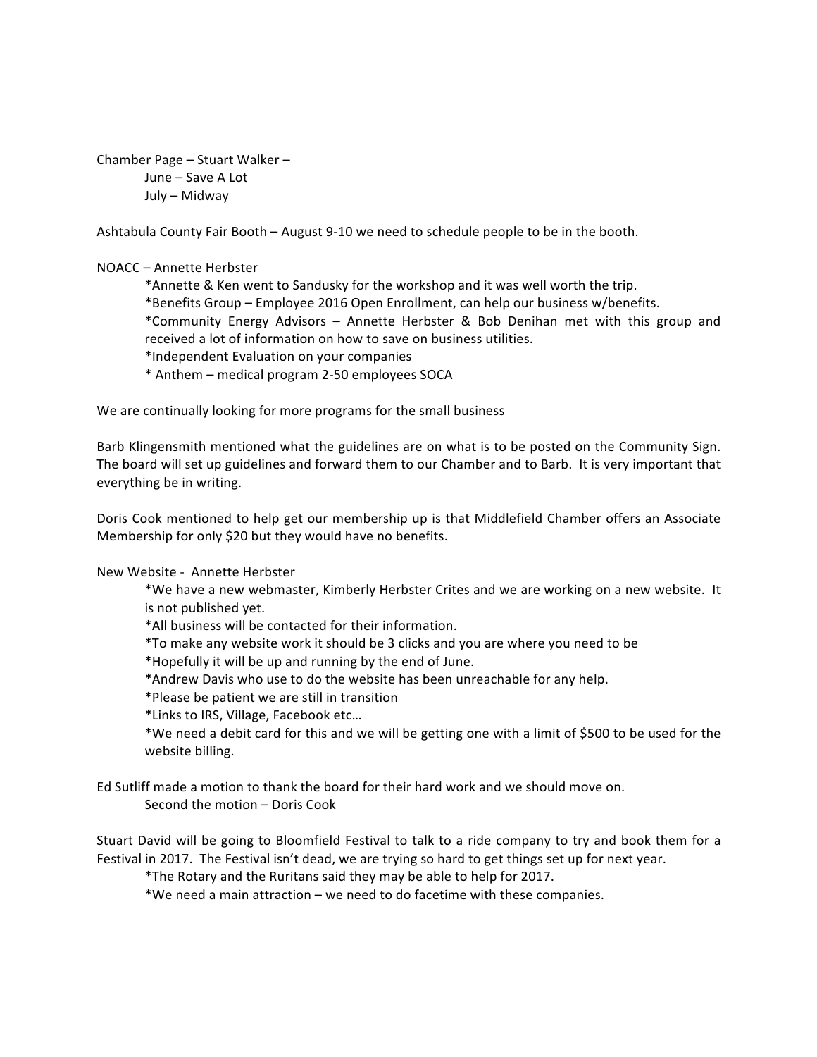Chamber Page – Stuart Walker –

June – Save A Lot

July – Midway

Ashtabula County Fair Booth – August 9-10 we need to schedule people to be in the booth.

NOACC – Annette Herbster

*Annette & Ken went to Sandusky for the workshop and it was well worth the trip.

*Benefits Group – Employee 2016 Open Enrollment, can help our business w/benefits.

*Community Energy Advisors – Annette Herbster & Bob Denihan met with this group and received a lot of information on how to save on business utilities.

*Independent Evaluation on your companies

* Anthem – medical program 2-50 employees SOCA

We are continually looking for more programs for the small business

Barb Klingensmith mentioned what the guidelines are on what is to be posted on the Community Sign. The board will set up guidelines and forward them to our Chamber and to Barb. It is very important that everything be in writing.

Doris Cook mentioned to help get our membership up is that Middlefield Chamber offers an Associate Membership for only $20 but they would have no benefits.

New Website - Annette Herbster

*We have a new webmaster, Kimberly Herbster Crites and we are working on a new website. It is not published yet.

*All business will be contacted for their information.

*To make any website work it should be 3 clicks and you are where you need to be

*Hopefully it will be up and running by the end of June.

*Andrew Davis who use to do the website has been unreachable for any help.

*Please be patient we are still in transition

*Links to IRS, Village, Facebook etc…

*We need a debit card for this and we will be getting one with a limit of $500 to be used for the website billing.

Ed Sutliff made a motion to thank the board for their hard work and we should move on.

Second the motion – Doris Cook

Stuart David will be going to Bloomfield Festival to talk to a ride company to try and book them for a Festival in 2017. The Festival isn't dead, we are trying so hard to get things set up for next year.

*The Rotary and the Ruritans said they may be able to help for 2017.

*We need a main attraction – we need to do facetime with these companies.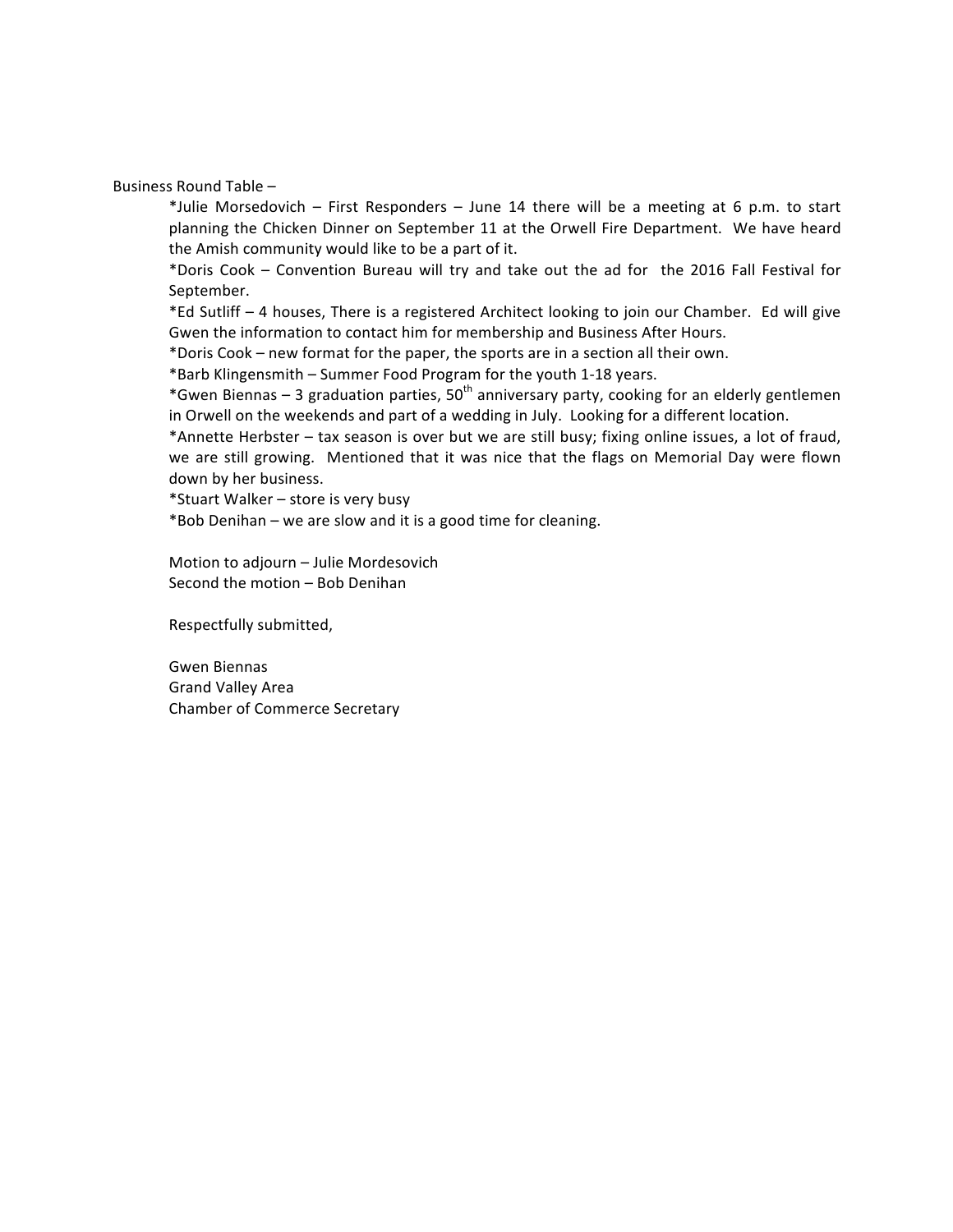Business Round Table –

*Julie Morsedovich – First Responders – June 14 there will be a meeting at 6 p.m. to start planning the Chicken Dinner on September 11 at the Orwell Fire Department. We have heard the Amish community would like to be a part of it.

*Doris Cook – Convention Bureau will try and take out the ad for the 2016 Fall Festival for September.

*Ed Sutliff – 4 houses, There is a registered Architect looking to join our Chamber. Ed will give Gwen the information to contact him for membership and Business After Hours.

*Doris Cook – new format for the paper, the sports are in a section all their own.

*Barb Klingensmith – Summer Food Program for the youth 1-18 years.

*Gwen Biennas – 3 graduation parties, 50th anniversary party, cooking for an elderly gentlemen in Orwell on the weekends and part of a wedding in July. Looking for a different location.

*Annette Herbster – tax season is over but we are still busy; fixing online issues, a lot of fraud, we are still growing. Mentioned that it was nice that the flags on Memorial Day were flown down by her business.

*Stuart Walker – store is very busy

*Bob Denihan – we are slow and it is a good time for cleaning.

Motion to adjourn – Julie Mordesovich
Second the motion – Bob Denihan

Respectfully submitted,

Gwen Biennas
Grand Valley Area
Chamber of Commerce Secretary